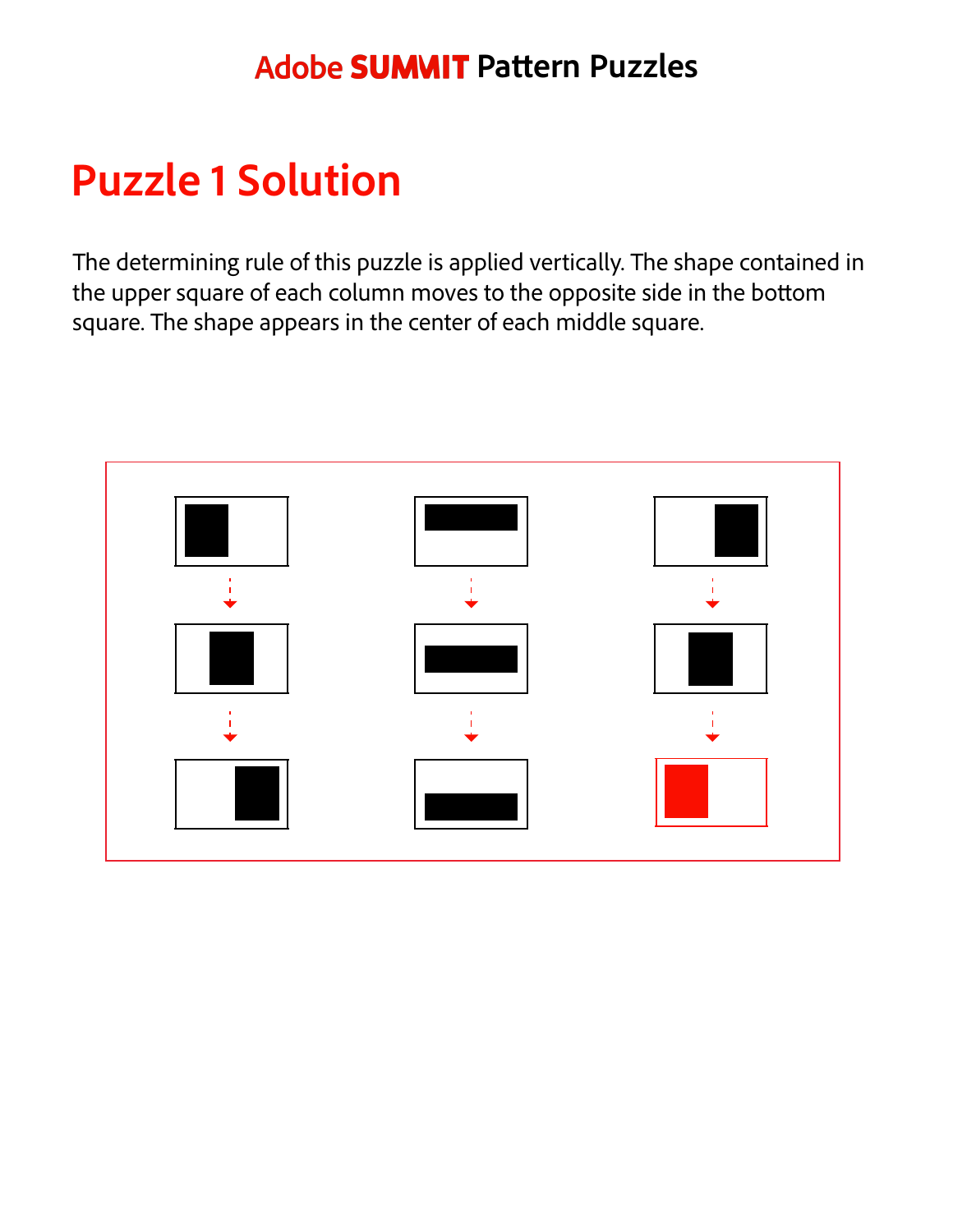Adobe **SUMMIT** Pattern Puzzles

# Puzzle 1 Solution

The determining rule of this puzzle is applied vertically. The shape contained in the upper square of each column moves to the opposite side in the bottom square. The shape appears in the center of each middle square.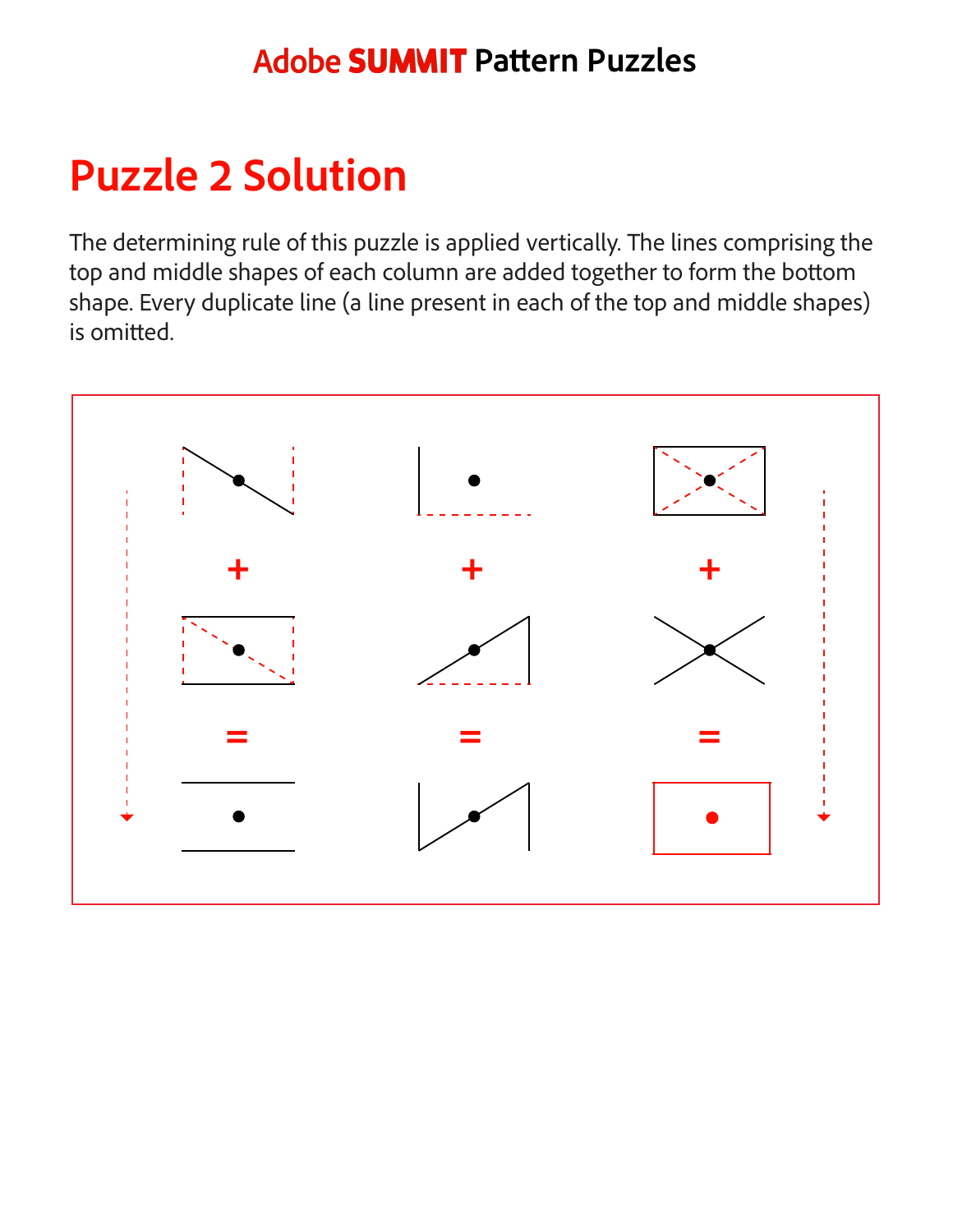# Puzzle 2 Solution

The determining rule of this puzzle is applied vertically. The lines comprising the top and middle shapes of each column are added together to form the bottom shape. Every duplicate line (a line present in each of the top and middle shapes) is omitted.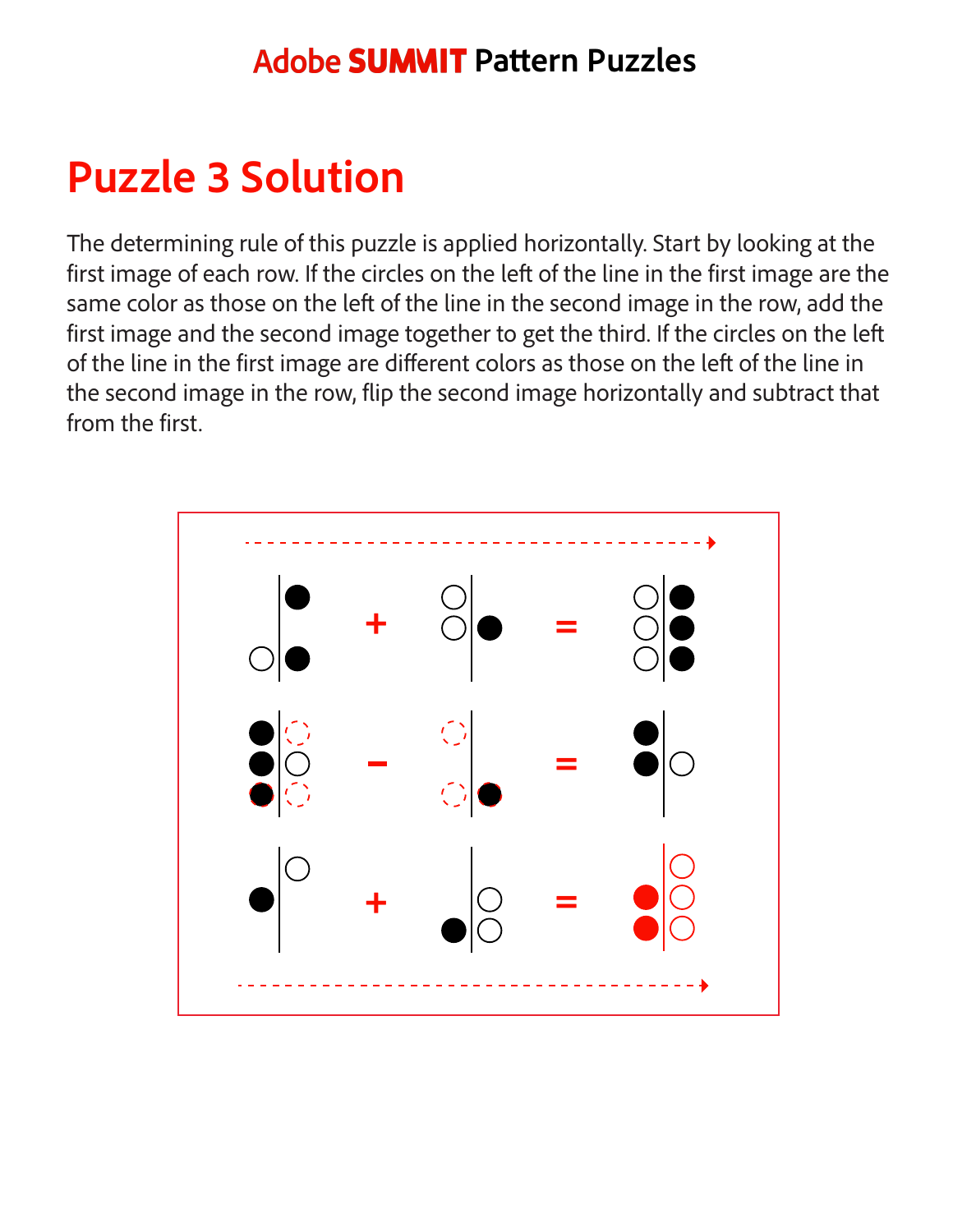Adobe **SUMMIT** Pattern Puzzles

# Puzzle 3 Solution

The determining rule of this puzzle is applied horizontally. Start by looking at the first image of each row. If the circles on the left of the line in the first image are the same color as those on the left of the line in the second image in the row, add the first image and the second image together to get the third. If the circles on the left of the line in the first image are different colors as those on the left of the line in the second image in the row, flip the second image horizontally and subtract that from the first.

+ =

− =

+ =